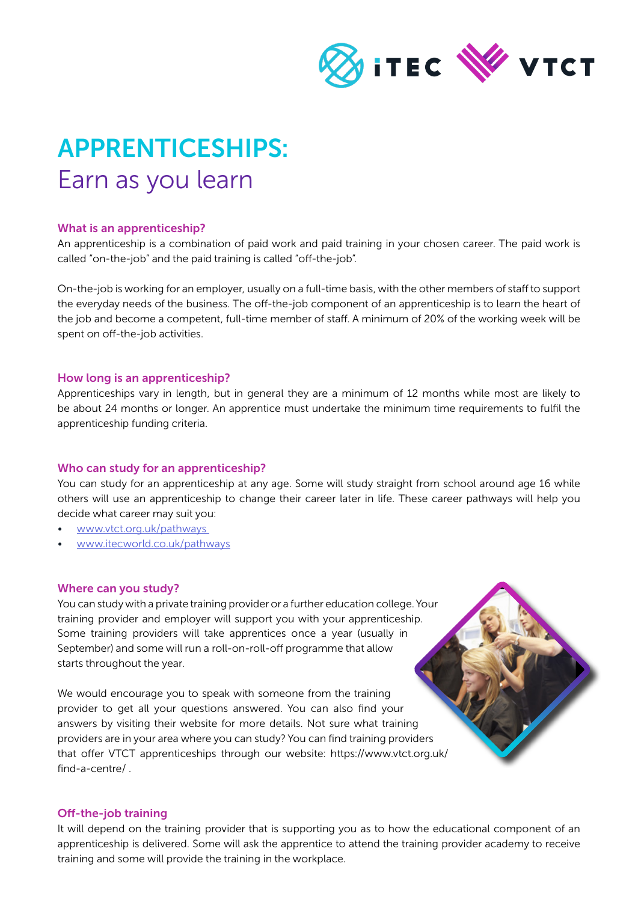# APPRENTICESHIPS:
## Earn as you learn

### What is an apprenticeship?

An apprenticeship is a combination of paid work and paid training in your chosen career. The paid work is called "on-the-job" and the paid training is called "off-the-job".

On-the-job is working for an employer, usually on a full-time basis, with the other members of staff to support the everyday needs of the business. The off-the-job component of an apprenticeship is to learn the heart of the job and become a competent, full-time member of staff. A minimum of 20% of the working week will be spent on off-the-job activities.

### How long is an apprenticeship?

Apprenticeships vary in length, but in general they are a minimum of 12 months while most are likely to be about 24 months or longer. An apprentice must undertake the minimum time requirements to fulfil the apprenticeship funding criteria.

### Who can study for an apprenticeship?

You can study for an apprenticeship at any age. Some will study straight from school around age 16 while others will use an apprenticeship to change their career later in life. These career pathways will help you decide what career may suit you:

- www.vtct.org.uk/pathways
- www.itecworld.co.uk/pathways

### Where can you study?

You can study with a private training provider or a further education college. Your training provider and employer will support you with your apprenticeship. Some training providers will take apprentices once a year (usually in September) and some will run a roll-on-roll-off programme that allow starts throughout the year.

We would encourage you to speak with someone from the training provider to get all your questions answered. You can also find your answers by visiting their website for more details. Not sure what training providers are in your area where you can study? You can find training providers that offer VTCT apprenticeships through our website: https://www.vtct.org.uk/find-a-centre/ .

### Off-the-job training

It will depend on the training provider that is supporting you as to how the educational component of an apprenticeship is delivered. Some will ask the apprentice to attend the training provider academy to receive training and some will provide the training in the workplace.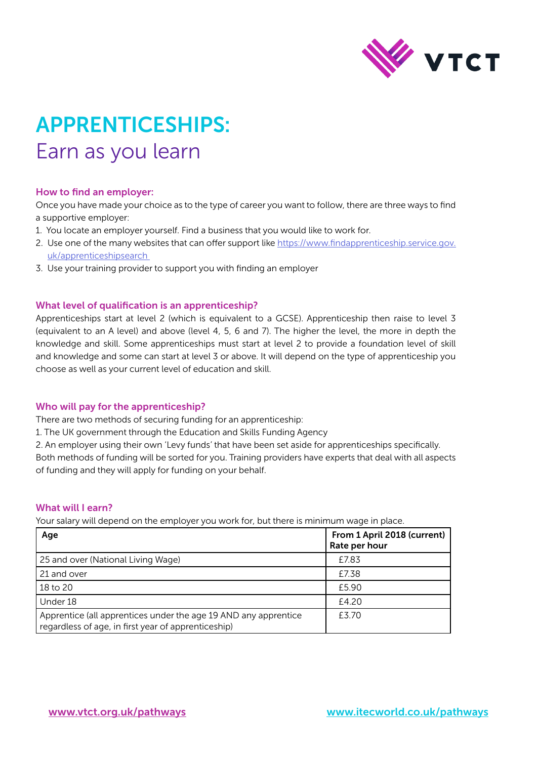# APPRENTICESHIPS:

## Earn as you learn

### How to find an employer:

Once you have made your choice as to the type of career you want to follow, there are three ways to find a supportive employer:

1. You locate an employer yourself. Find a business that you would like to work for.
2. Use one of the many websites that can offer support like https://www.findapprenticeship.service.gov.uk/apprenticeshipsearch
3. Use your training provider to support you with finding an employer

### What level of qualification is an apprenticeship?

Apprenticeships start at level 2 (which is equivalent to a GCSE). Apprenticeship then raise to level 3 (equivalent to an A level) and above (level 4, 5, 6 and 7). The higher the level, the more in depth the knowledge and skill. Some apprenticeships must start at level 2 to provide a foundation level of skill and knowledge and some can start at level 3 or above. It will depend on the type of apprenticeship you choose as well as your current level of education and skill.

### Who will pay for the apprenticeship?

There are two methods of securing funding for an apprenticeship:

1. The UK government through the Education and Skills Funding Agency
2. An employer using their own 'Levy funds' that have been set aside for apprenticeships specifically.

Both methods of funding will be sorted for you. Training providers have experts that deal with all aspects of funding and they will apply for funding on your behalf.

### What will I earn?

Your salary will depend on the employer you work for, but there is minimum wage in place.

| Age | From 1 April 2018 (current) Rate per hour |
|---|---|
| 25 and over (National Living Wage) | £7.83 |
| 21 and over | £7.38 |
| 18 to 20 | £5.90 |
| Under 18 | £4.20 |
| Apprentice (all apprentices under the age 19 AND any apprentice regardless of age, in first year of apprenticeship) | £3.70 |

www.vtct.org.uk/pathways www.itecworld.co.uk/pathways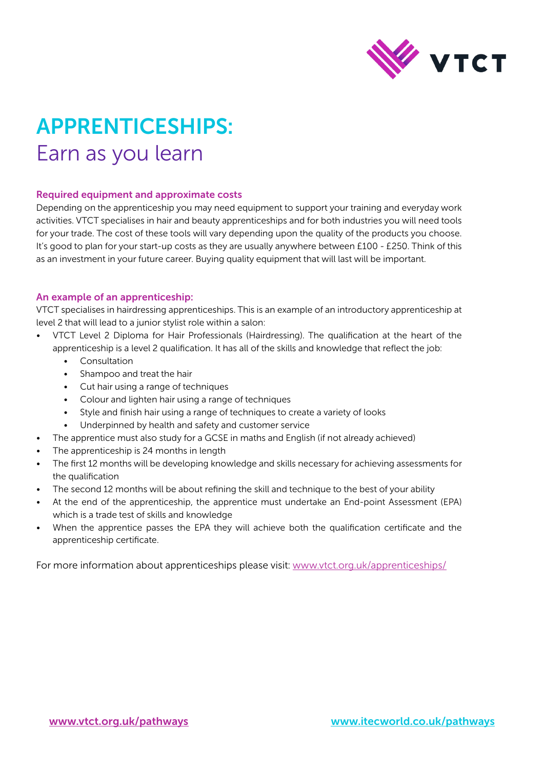# APPRENTICESHIPS:
## Earn as you learn

### Required equipment and approximate costs

Depending on the apprenticeship you may need equipment to support your training and everyday work activities. VTCT specialises in hair and beauty apprenticeships and for both industries you will need tools for your trade. The cost of these tools will vary depending upon the quality of the products you choose. It's good to plan for your start-up costs as they are usually anywhere between £100 - £250. Think of this as an investment in your future career. Buying quality equipment that will last will be important.

### An example of an apprenticeship:

VTCT specialises in hairdressing apprenticeships. This is an example of an introductory apprenticeship at level 2 that will lead to a junior stylist role within a salon:

- VTCT Level 2 Diploma for Hair Professionals (Hairdressing). The qualification at the heart of the apprenticeship is a level 2 qualification. It has all of the skills and knowledge that reflect the job:
    - Consultation
    - Shampoo and treat the hair
    - Cut hair using a range of techniques
    - Colour and lighten hair using a range of techniques
    - Style and finish hair using a range of techniques to create a variety of looks
    - Underpinned by health and safety and customer service
- The apprentice must also study for a GCSE in maths and English (if not already achieved)
- The apprenticeship is 24 months in length
- The first 12 months will be developing knowledge and skills necessary for achieving assessments for the qualification
- The second 12 months will be about refining the skill and technique to the best of your ability
- At the end of the apprenticeship, the apprentice must undertake an End-point Assessment (EPA) which is a trade test of skills and knowledge
- When the apprentice passes the EPA they will achieve both the qualification certificate and the apprenticeship certificate.

For more information about apprenticeships please visit: [www.vtct.org.uk/apprenticeships/](www.vtct.org.uk/apprenticeships/)